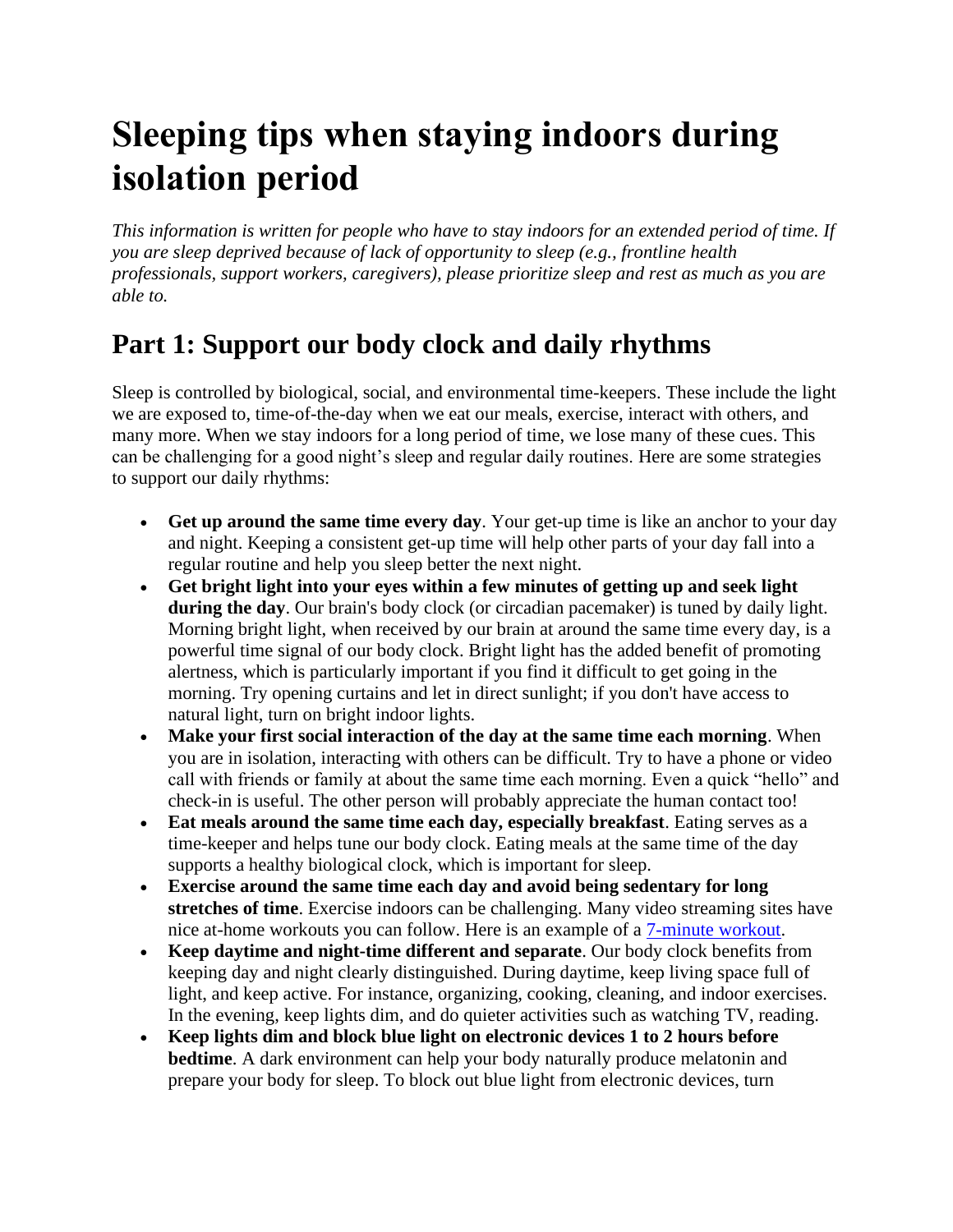# Sleeping tips when staying indoors during isolation period

*This information is written for people who have to stay indoors for an extended period of time. If you are sleep deprived because of lack of opportunity to sleep (e.g., frontline health professionals, support workers, caregivers), please prioritize sleep and rest as much as you are able to.*

## Part 1: Support our body clock and daily rhythms

Sleep is controlled by biological, social, and environmental time-keepers. These include the light we are exposed to, time-of-the-day when we eat our meals, exercise, interact with others, and many more. When we stay indoors for a long period of time, we lose many of these cues. This can be challenging for a good night's sleep and regular daily routines. Here are some strategies to support our daily rhythms:

- **Get up around the same time every day**. Your get-up time is like an anchor to your day and night. Keeping a consistent get-up time will help other parts of your day fall into a regular routine and help you sleep better the next night.
- **Get bright light into your eyes within a few minutes of getting up and seek light during the day**. Our brain's body clock (or circadian pacemaker) is tuned by daily light. Morning bright light, when received by our brain at around the same time every day, is a powerful time signal of our body clock. Bright light has the added benefit of promoting alertness, which is particularly important if you find it difficult to get going in the morning. Try opening curtains and let in direct sunlight; if you don't have access to natural light, turn on bright indoor lights.
- **Make your first social interaction of the day at the same time each morning**. When you are in isolation, interacting with others can be difficult. Try to have a phone or video call with friends or family at about the same time each morning. Even a quick "hello" and check-in is useful. The other person will probably appreciate the human contact too!
- **Eat meals around the same time each day, especially breakfast**. Eating serves as a time-keeper and helps tune our body clock. Eating meals at the same time of the day supports a healthy biological clock, which is important for sleep.
- **Exercise around the same time each day and avoid being sedentary for long stretches of time**. Exercise indoors can be challenging. Many video streaming sites have nice at-home workouts you can follow. Here is an example of a 7-minute workout.
- **Keep daytime and night-time different and separate**. Our body clock benefits from keeping day and night clearly distinguished. During daytime, keep living space full of light, and keep active. For instance, organizing, cooking, cleaning, and indoor exercises. In the evening, keep lights dim, and do quieter activities such as watching TV, reading.
- **Keep lights dim and block blue light on electronic devices 1 to 2 hours before bedtime**. A dark environment can help your body naturally produce melatonin and prepare your body for sleep. To block out blue light from electronic devices, turn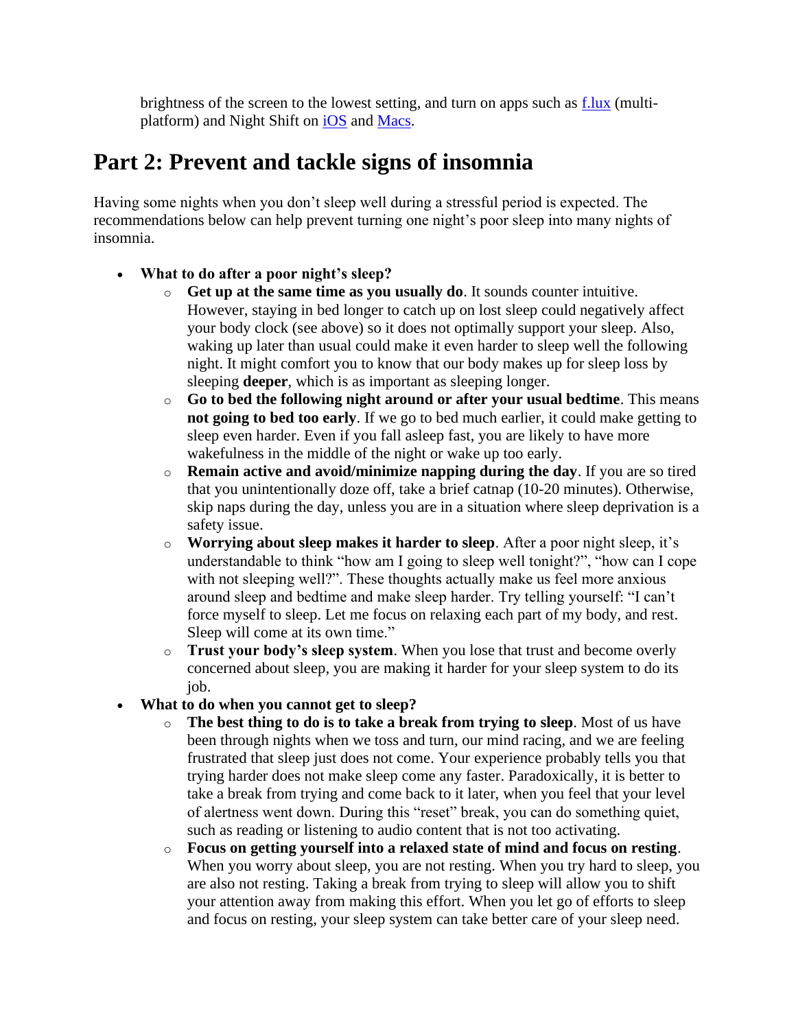brightness of the screen to the lowest setting, and turn on apps such as [f.lux](https://justgetflux.com) (multi-platform) and Night Shift on [iOS]() and [Macs]().

## Part 2: Prevent and tackle signs of insomnia

Having some nights when you don't sleep well during a stressful period is expected. The recommendations below can help prevent turning one night's poor sleep into many nights of insomnia.

- **What to do after a poor night's sleep?**
  - **Get up at the same time as you usually do**. It sounds counter intuitive. However, staying in bed longer to catch up on lost sleep could negatively affect your body clock (see above) so it does not optimally support your sleep. Also, waking up later than usual could make it even harder to sleep well the following night. It might comfort you to know that our body makes up for sleep loss by sleeping **deeper**, which is as important as sleeping longer.
  - **Go to bed the following night around or after your usual bedtime**. This means **not going to bed too early**. If we go to bed much earlier, it could make getting to sleep even harder. Even if you fall asleep fast, you are likely to have more wakefulness in the middle of the night or wake up too early.
  - **Remain active and avoid/minimize napping during the day**. If you are so tired that you unintentionally doze off, take a brief catnap (10-20 minutes). Otherwise, skip naps during the day, unless you are in a situation where sleep deprivation is a safety issue.
  - **Worrying about sleep makes it harder to sleep**. After a poor night sleep, it's understandable to think "how am I going to sleep well tonight?", "how can I cope with not sleeping well?". These thoughts actually make us feel more anxious around sleep and bedtime and make sleep harder. Try telling yourself: "I can't force myself to sleep. Let me focus on relaxing each part of my body, and rest. Sleep will come at its own time."
  - **Trust your body's sleep system**. When you lose that trust and become overly concerned about sleep, you are making it harder for your sleep system to do its job.
- **What to do when you cannot get to sleep?**
  - **The best thing to do is to take a break from trying to sleep**. Most of us have been through nights when we toss and turn, our mind racing, and we are feeling frustrated that sleep just does not come. Your experience probably tells you that trying harder does not make sleep come any faster. Paradoxically, it is better to take a break from trying and come back to it later, when you feel that your level of alertness went down. During this "reset" break, you can do something quiet, such as reading or listening to audio content that is not too activating.
  - **Focus on getting yourself into a relaxed state of mind and focus on resting**. When you worry about sleep, you are not resting. When you try hard to sleep, you are also not resting. Taking a break from trying to sleep will allow you to shift your attention away from making this effort. When you let go of efforts to sleep and focus on resting, your sleep system can take better care of your sleep need.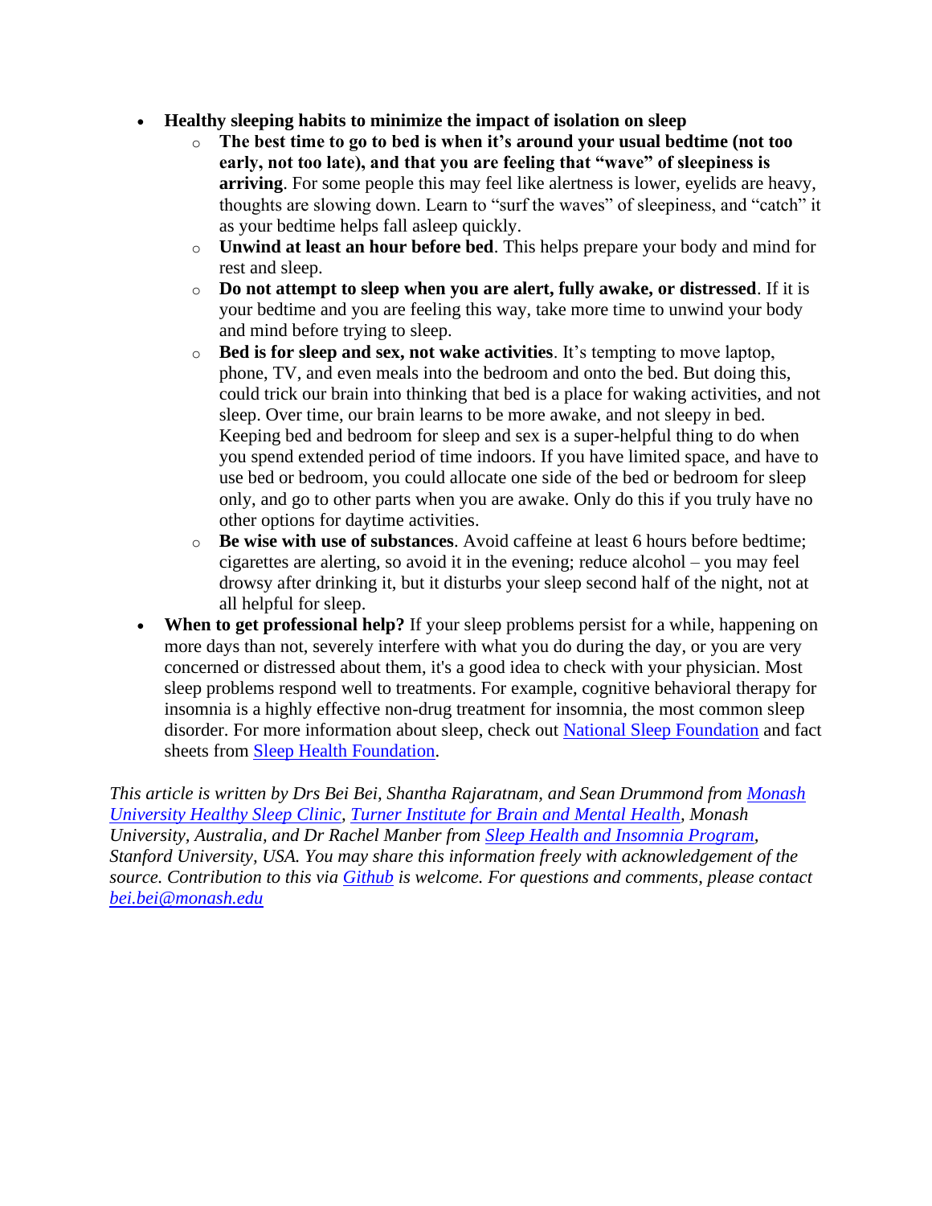- **Healthy sleeping habits to minimize the impact of isolation on sleep**
    - **The best time to go to bed is when it's around your usual bedtime (not too early, not too late), and that you are feeling that "wave" of sleepiness is arriving**. For some people this may feel like alertness is lower, eyelids are heavy, thoughts are slowing down. Learn to "surf the waves" of sleepiness, and "catch" it as your bedtime helps fall asleep quickly.
    - **Unwind at least an hour before bed**. This helps prepare your body and mind for rest and sleep.
    - **Do not attempt to sleep when you are alert, fully awake, or distressed**. If it is your bedtime and you are feeling this way, take more time to unwind your body and mind before trying to sleep.
    - **Bed is for sleep and sex, not wake activities**. It's tempting to move laptop, phone, TV, and even meals into the bedroom and onto the bed. But doing this, could trick our brain into thinking that bed is a place for waking activities, and not sleep. Over time, our brain learns to be more awake, and not sleepy in bed. Keeping bed and bedroom for sleep and sex is a super-helpful thing to do when you spend extended period of time indoors. If you have limited space, and have to use bed or bedroom, you could allocate one side of the bed or bedroom for sleep only, and go to other parts when you are awake. Only do this if you truly have no other options for daytime activities.
    - **Be wise with use of substances**. Avoid caffeine at least 6 hours before bedtime; cigarettes are alerting, so avoid it in the evening; reduce alcohol – you may feel drowsy after drinking it, but it disturbs your sleep second half of the night, not at all helpful for sleep.
- **When to get professional help?** If your sleep problems persist for a while, happening on more days than not, severely interfere with what you do during the day, or you are very concerned or distressed about them, it's a good idea to check with your physician. Most sleep problems respond well to treatments. For example, cognitive behavioral therapy for insomnia is a highly effective non-drug treatment for insomnia, the most common sleep disorder. For more information about sleep, check out National Sleep Foundation and fact sheets from Sleep Health Foundation.

*This article is written by Drs Bei Bei, Shantha Rajaratnam, and Sean Drummond from Monash University Healthy Sleep Clinic, Turner Institute for Brain and Mental Health, Monash University, Australia, and Dr Rachel Manber from Sleep Health and Insomnia Program, Stanford University, USA. You may share this information freely with acknowledgement of the source. Contribution to this via Github is welcome. For questions and comments, please contact bei.bei@monash.edu*